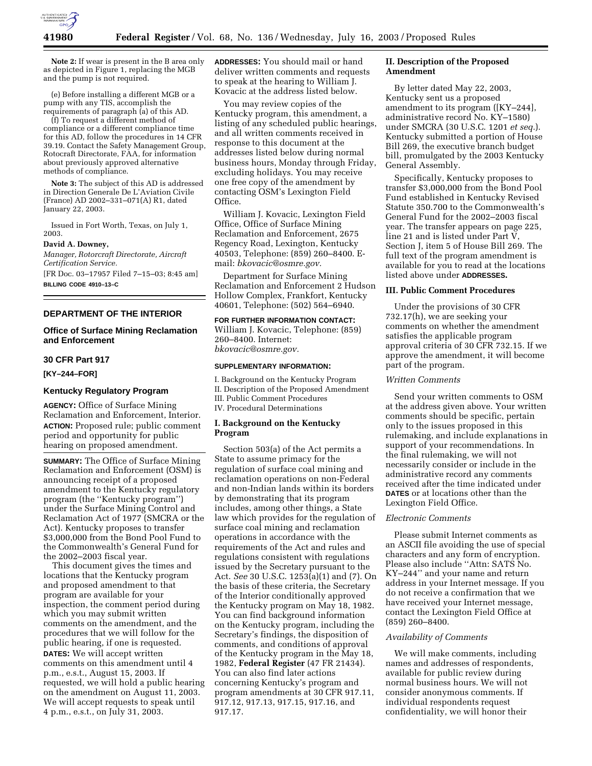**Note 2:** If wear is present in the B area only as depicted in Figure 1, replacing the MGB and the pump is not required.

(e) Before installing a different MGB or a pump with any TIS, accomplish the requirements of paragraph (a) of this AD.

(f) To request a different method of compliance or a different compliance time for this AD, follow the procedures in 14 CFR 39.19. Contact the Safety Management Group, Rotocraft Directorate, FAA, for information about previously approved alternative methods of compliance.

**Note 3:** The subject of this AD is addressed in Direction Generale De L'Aviation Civile (France) AD 2002–331–071(A) R1, dated January 22, 2003.

Issued in Fort Worth, Texas, on July 1, 2003.

**David A. Downey,**

*Manager, Rotorcraft Directorate, Aircraft Certification Service.*

[FR Doc. 03–17957 Filed 7–15–03; 8:45 am]

**BILLING CODE 4910–13–C**

---

## DEPARTMENT OF THE INTERIOR

### Office of Surface Mining Reclamation and Enforcement

### 30 CFR Part 917

### [KY–244–FOR]

### Kentucky Regulatory Program

**AGENCY:** Office of Surface Mining Reclamation and Enforcement, Interior.

**ACTION:** Proposed rule; public comment period and opportunity for public hearing on proposed amendment.

**SUMMARY:** The Office of Surface Mining Reclamation and Enforcement (OSM) is announcing receipt of a proposed amendment to the Kentucky regulatory program (the "Kentucky program") under the Surface Mining Control and Reclamation Act of 1977 (SMCRA or the Act). Kentucky proposes to transfer $3,000,000 from the Bond Pool Fund to the Commonwealth's General Fund for the 2002–2003 fiscal year.

This document gives the times and locations that the Kentucky program and proposed amendment to that program are available for your inspection, the comment period during which you may submit written comments on the amendment, and the procedures that we will follow for the public hearing, if one is requested.

**DATES:** We will accept written comments on this amendment until 4 p.m., e.s.t., August 15, 2003. If requested, we will hold a public hearing on the amendment on August 11, 2003. We will accept requests to speak until 4 p.m., e.s.t., on July 31, 2003.

**ADDRESSES:** You should mail or hand deliver written comments and requests to speak at the hearing to William J. Kovacic at the address listed below.

You may review copies of the Kentucky program, this amendment, a listing of any scheduled public hearings, and all written comments received in response to this document at the addresses listed below during normal business hours, Monday through Friday, excluding holidays. You may receive one free copy of the amendment by contacting OSM's Lexington Field Office.

William J. Kovacic, Lexington Field Office, Office of Surface Mining Reclamation and Enforcement, 2675 Regency Road, Lexington, Kentucky 40503, Telephone: (859) 260–8400. E-mail: *bkovacic@osmre.gov.*

Department for Surface Mining Reclamation and Enforcement 2 Hudson Hollow Complex, Frankfort, Kentucky 40601, Telephone: (502) 564–6940.

**FOR FURTHER INFORMATION CONTACT:** William J. Kovacic, Telephone: (859) 260–8400. Internet: *bkovacic@osmre.gov.*

**SUPPLEMENTARY INFORMATION:**

I. Background on the Kentucky Program
II. Description of the Proposed Amendment
III. Public Comment Procedures
IV. Procedural Determinations

#### I. Background on the Kentucky Program

Section 503(a) of the Act permits a State to assume primacy for the regulation of surface coal mining and reclamation operations on non-Federal and non-Indian lands within its borders by demonstrating that its program includes, among other things, a State law which provides for the regulation of surface coal mining and reclamation operations in accordance with the requirements of the Act and rules and regulations consistent with regulations issued by the Secretary pursuant to the Act. *See* 30 U.S.C. 1253(a)(1) and (7). On the basis of these criteria, the Secretary of the Interior conditionally approved the Kentucky program on May 18, 1982. You can find background information on the Kentucky program, including the Secretary's findings, the disposition of comments, and conditions of approval of the Kentucky program in the May 18, 1982, **Federal Register** (47 FR 21434). You can also find later actions concerning Kentucky's program and program amendments at 30 CFR 917.11, 917.12, 917.13, 917.15, 917.16, and 917.17.

#### II. Description of the Proposed Amendment

By letter dated May 22, 2003, Kentucky sent us a proposed amendment to its program ([KY–244], administrative record No. KY–1580) under SMCRA (30 U.S.C. 1201 *et seq.*). Kentucky submitted a portion of House Bill 269, the executive branch budget bill, promulgated by the 2003 Kentucky General Assembly.

Specifically, Kentucky proposes to transfer $3,000,000 from the Bond Pool Fund established in Kentucky Revised Statute 350.700 to the Commonwealth's General Fund for the 2002–2003 fiscal year. The transfer appears on page 225, line 21 and is listed under Part V, Section J, item 5 of House Bill 269. The full text of the program amendment is available for you to read at the locations listed above under **ADDRESSES.**

#### III. Public Comment Procedures

Under the provisions of 30 CFR 732.17(h), we are seeking your comments on whether the amendment satisfies the applicable program approval criteria of 30 CFR 732.15. If we approve the amendment, it will become part of the program.

*Written Comments*

Send your written comments to OSM at the address given above. Your written comments should be specific, pertain only to the issues proposed in this rulemaking, and include explanations in support of your recommendations. In the final rulemaking, we will not necessarily consider or include in the administrative record any comments received after the time indicated under **DATES** or at locations other than the Lexington Field Office.

*Electronic Comments*

Please submit Internet comments as an ASCII file avoiding the use of special characters and any form of encryption. Please also include "Attn: SATS No. KY–244" and your name and return address in your Internet message. If you do not receive a confirmation that we have received your Internet message, contact the Lexington Field Office at (859) 260–8400.

*Availability of Comments*

We will make comments, including names and addresses of respondents, available for public review during normal business hours. We will not consider anonymous comments. If individual respondents request confidentiality, we will honor their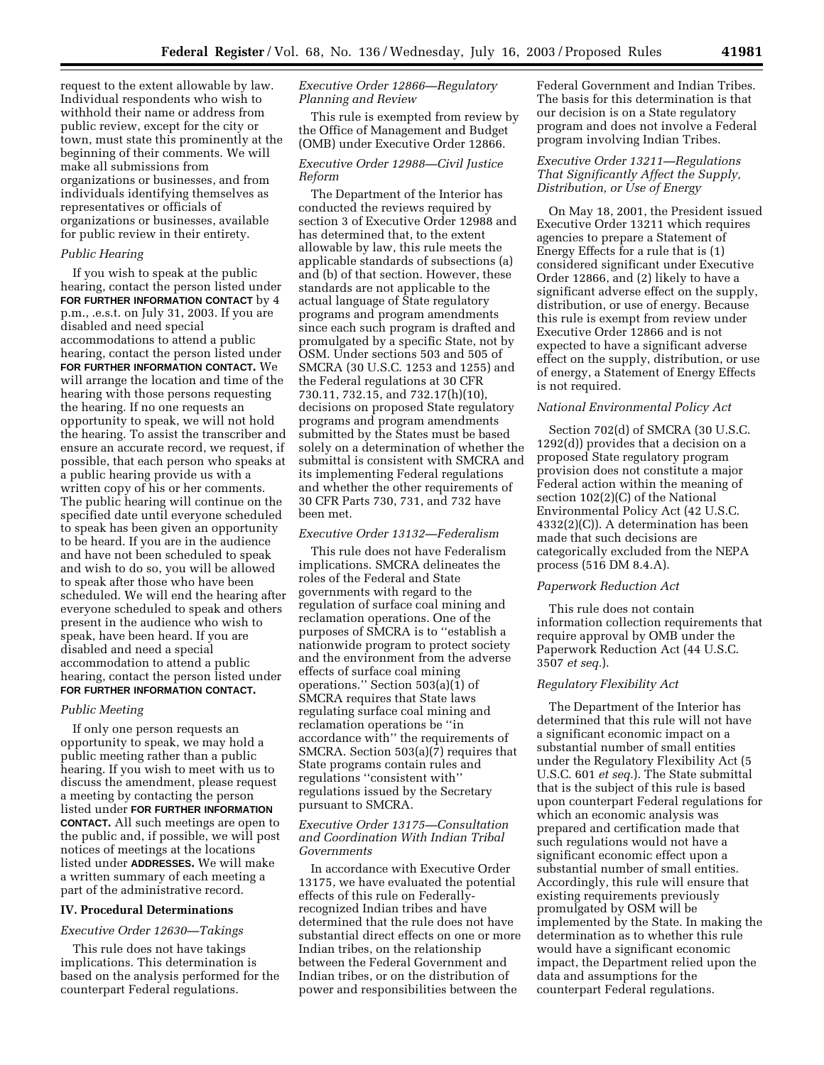request to the extent allowable by law. Individual respondents who wish to withhold their name or address from public review, except for the city or town, must state this prominently at the beginning of their comments. We will make all submissions from organizations or businesses, and from individuals identifying themselves as representatives or officials of organizations or businesses, available for public review in their entirety.

*Public Hearing*

If you wish to speak at the public hearing, contact the person listed under **FOR FURTHER INFORMATION CONTACT** by 4 p.m., .e.s.t. on July 31, 2003. If you are disabled and need special accommodations to attend a public hearing, contact the person listed under **FOR FURTHER INFORMATION CONTACT.** We will arrange the location and time of the hearing with those persons requesting the hearing. If no one requests an opportunity to speak, we will not hold the hearing. To assist the transcriber and ensure an accurate record, we request, if possible, that each person who speaks at a public hearing provide us with a written copy of his or her comments. The public hearing will continue on the specified date until everyone scheduled to speak has been given an opportunity to be heard. If you are in the audience and have not been scheduled to speak and wish to do so, you will be allowed to speak after those who have been scheduled. We will end the hearing after everyone scheduled to speak and others present in the audience who wish to speak, have been heard. If you are disabled and need a special accommodation to attend a public hearing, contact the person listed under **FOR FURTHER INFORMATION CONTACT.**

*Public Meeting*

If only one person requests an opportunity to speak, we may hold a public meeting rather than a public hearing. If you wish to meet with us to discuss the amendment, please request a meeting by contacting the person listed under **FOR FURTHER INFORMATION CONTACT.** All such meetings are open to the public and, if possible, we will post notices of meetings at the locations listed under **ADDRESSES.** We will make a written summary of each meeting a part of the administrative record.

## IV. Procedural Determinations

*Executive Order 12630—Takings*

This rule does not have takings implications. This determination is based on the analysis performed for the counterpart Federal regulations.

*Executive Order 12866—Regulatory Planning and Review*

This rule is exempted from review by the Office of Management and Budget (OMB) under Executive Order 12866.

*Executive Order 12988—Civil Justice Reform*

The Department of the Interior has conducted the reviews required by section 3 of Executive Order 12988 and has determined that, to the extent allowable by law, this rule meets the applicable standards of subsections (a) and (b) of that section. However, these standards are not applicable to the actual language of State regulatory programs and program amendments since each such program is drafted and promulgated by a specific State, not by OSM. Under sections 503 and 505 of SMCRA (30 U.S.C. 1253 and 1255) and the Federal regulations at 30 CFR 730.11, 732.15, and 732.17(h)(10), decisions on proposed State regulatory programs and program amendments submitted by the States must be based solely on a determination of whether the submittal is consistent with SMCRA and its implementing Federal regulations and whether the other requirements of 30 CFR Parts 730, 731, and 732 have been met.

*Executive Order 13132—Federalism*

This rule does not have Federalism implications. SMCRA delineates the roles of the Federal and State governments with regard to the regulation of surface coal mining and reclamation operations. One of the purposes of SMCRA is to ''establish a nationwide program to protect society and the environment from the adverse effects of surface coal mining operations.'' Section 503(a)(1) of SMCRA requires that State laws regulating surface coal mining and reclamation operations be ''in accordance with'' the requirements of SMCRA. Section 503(a)(7) requires that State programs contain rules and regulations ''consistent with'' regulations issued by the Secretary pursuant to SMCRA.

*Executive Order 13175—Consultation and Coordination With Indian Tribal Governments*

In accordance with Executive Order 13175, we have evaluated the potential effects of this rule on Federally-recognized Indian tribes and have determined that the rule does not have substantial direct effects on one or more Indian tribes, on the relationship between the Federal Government and Indian tribes, or on the distribution of power and responsibilities between the Federal Government and Indian Tribes. The basis for this determination is that our decision is on a State regulatory program and does not involve a Federal program involving Indian Tribes.

*Executive Order 13211—Regulations That Significantly Affect the Supply, Distribution, or Use of Energy*

On May 18, 2001, the President issued Executive Order 13211 which requires agencies to prepare a Statement of Energy Effects for a rule that is (1) considered significant under Executive Order 12866, and (2) likely to have a significant adverse effect on the supply, distribution, or use of energy. Because this rule is exempt from review under Executive Order 12866 and is not expected to have a significant adverse effect on the supply, distribution, or use of energy, a Statement of Energy Effects is not required.

*National Environmental Policy Act*

Section 702(d) of SMCRA (30 U.S.C. 1292(d)) provides that a decision on a proposed State regulatory program provision does not constitute a major Federal action within the meaning of section 102(2)(C) of the National Environmental Policy Act (42 U.S.C. 4332(2)(C)). A determination has been made that such decisions are categorically excluded from the NEPA process (516 DM 8.4.A).

*Paperwork Reduction Act*

This rule does not contain information collection requirements that require approval by OMB under the Paperwork Reduction Act (44 U.S.C. 3507 *et seq.*).

*Regulatory Flexibility Act*

The Department of the Interior has determined that this rule will not have a significant economic impact on a substantial number of small entities under the Regulatory Flexibility Act (5 U.S.C. 601 *et seq.*). The State submittal that is the subject of this rule is based upon counterpart Federal regulations for which an economic analysis was prepared and certification made that such regulations would not have a significant economic effect upon a substantial number of small entities. Accordingly, this rule will ensure that existing requirements previously promulgated by OSM will be implemented by the State. In making the determination as to whether this rule would have a significant economic impact, the Department relied upon the data and assumptions for the counterpart Federal regulations.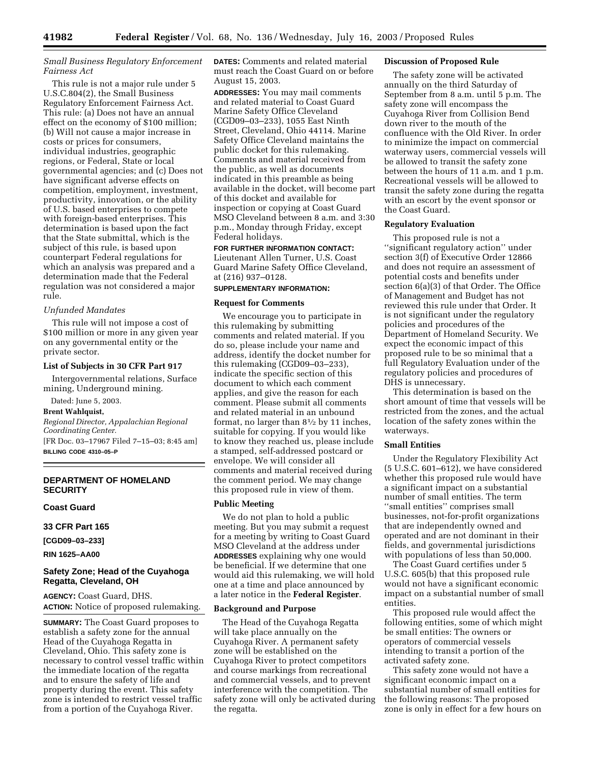*Small Business Regulatory Enforcement Fairness Act*

This rule is not a major rule under 5 U.S.C.804(2), the Small Business Regulatory Enforcement Fairness Act. This rule: (a) Does not have an annual effect on the economy of $100 million; (b) Will not cause a major increase in costs or prices for consumers, individual industries, geographic regions, or Federal, State or local governmental agencies; and (c) Does not have significant adverse effects on competition, employment, investment, productivity, innovation, or the ability of U.S. based enterprises to compete with foreign-based enterprises. This determination is based upon the fact that the State submittal, which is the subject of this rule, is based upon counterpart Federal regulations for which an analysis was prepared and a determination made that the Federal regulation was not considered a major rule.

*Unfunded Mandates*

This rule will not impose a cost of $100 million or more in any given year on any governmental entity or the private sector.

**List of Subjects in 30 CFR Part 917**

Intergovernmental relations, Surface mining, Underground mining.

Dated: June 5, 2003.

**Brent Wahlquist,**

*Regional Director, Appalachian Regional Coordinating Center.*

[FR Doc. 03–17967 Filed 7–15–03; 8:45 am]

**BILLING CODE 4310–05–P**

---

## DEPARTMENT OF HOMELAND SECURITY

### Coast Guard

### 33 CFR Part 165

**[CGD09–03–233]**

**RIN 1625–AA00**

### Safety Zone; Head of the Cuyahoga Regatta, Cleveland, OH

**AGENCY:** Coast Guard, DHS.

**ACTION:** Notice of proposed rulemaking.

**SUMMARY:** The Coast Guard proposes to establish a safety zone for the annual Head of the Cuyahoga Regatta in Cleveland, Ohio. This safety zone is necessary to control vessel traffic within the immediate location of the regatta and to ensure the safety of life and property during the event. This safety zone is intended to restrict vessel traffic from a portion of the Cuyahoga River.

**DATES:** Comments and related material must reach the Coast Guard on or before August 15, 2003.

**ADDRESSES:** You may mail comments and related material to Coast Guard Marine Safety Office Cleveland (CGD09–03–233), 1055 East Ninth Street, Cleveland, Ohio 44114. Marine Safety Office Cleveland maintains the public docket for this rulemaking. Comments and material received from the public, as well as documents indicated in this preamble as being available in the docket, will become part of this docket and available for inspection or copying at Coast Guard MSO Cleveland between 8 a.m. and 3:30 p.m., Monday through Friday, except Federal holidays.

**FOR FURTHER INFORMATION CONTACT:** Lieutenant Allen Turner, U.S. Coast Guard Marine Safety Office Cleveland, at (216) 937–0128.

**SUPPLEMENTARY INFORMATION:**

**Request for Comments**

We encourage you to participate in this rulemaking by submitting comments and related material. If you do so, please include your name and address, identify the docket number for this rulemaking (CGD09–03–233), indicate the specific section of this document to which each comment applies, and give the reason for each comment. Please submit all comments and related material in an unbound format, no larger than 8½ by 11 inches, suitable for copying. If you would like to know they reached us, please include a stamped, self-addressed postcard or envelope. We will consider all comments and material received during the comment period. We may change this proposed rule in view of them.

**Public Meeting**

We do not plan to hold a public meeting. But you may submit a request for a meeting by writing to Coast Guard MSO Cleveland at the address under **ADDRESSES** explaining why one would be beneficial. If we determine that one would aid this rulemaking, we will hold one at a time and place announced by a later notice in the **Federal Register**.

**Background and Purpose**

The Head of the Cuyahoga Regatta will take place annually on the Cuyahoga River. A permanent safety zone will be established on the Cuyahoga River to protect competitors and course markings from recreational and commercial vessels, and to prevent interference with the competition. The safety zone will only be activated during the regatta.

**Discussion of Proposed Rule**

The safety zone will be activated annually on the third Saturday of September from 8 a.m. until 5 p.m. The safety zone will encompass the Cuyahoga River from Collision Bend down river to the mouth of the confluence with the Old River. In order to minimize the impact on commercial waterway users, commercial vessels will be allowed to transit the safety zone between the hours of 11 a.m. and 1 p.m. Recreational vessels will be allowed to transit the safety zone during the regatta with an escort by the event sponsor or the Coast Guard.

**Regulatory Evaluation**

This proposed rule is not a "significant regulatory action" under section 3(f) of Executive Order 12866 and does not require an assessment of potential costs and benefits under section 6(a)(3) of that Order. The Office of Management and Budget has not reviewed this rule under that Order. It is not significant under the regulatory policies and procedures of the Department of Homeland Security. We expect the economic impact of this proposed rule to be so minimal that a full Regulatory Evaluation under of the regulatory policies and procedures of DHS is unnecessary.

This determination is based on the short amount of time that vessels will be restricted from the zones, and the actual location of the safety zones within the waterways.

**Small Entities**

Under the Regulatory Flexibility Act (5 U.S.C. 601–612), we have considered whether this proposed rule would have a significant impact on a substantial number of small entities. The term "small entities" comprises small businesses, not-for-profit organizations that are independently owned and operated and are not dominant in their fields, and governmental jurisdictions with populations of less than 50,000.

The Coast Guard certifies under 5 U.S.C. 605(b) that this proposed rule would not have a significant economic impact on a substantial number of small entities.

This proposed rule would affect the following entities, some of which might be small entities: The owners or operators of commercial vessels intending to transit a portion of the activated safety zone.

This safety zone would not have a significant economic impact on a substantial number of small entities for the following reasons: The proposed zone is only in effect for a few hours on